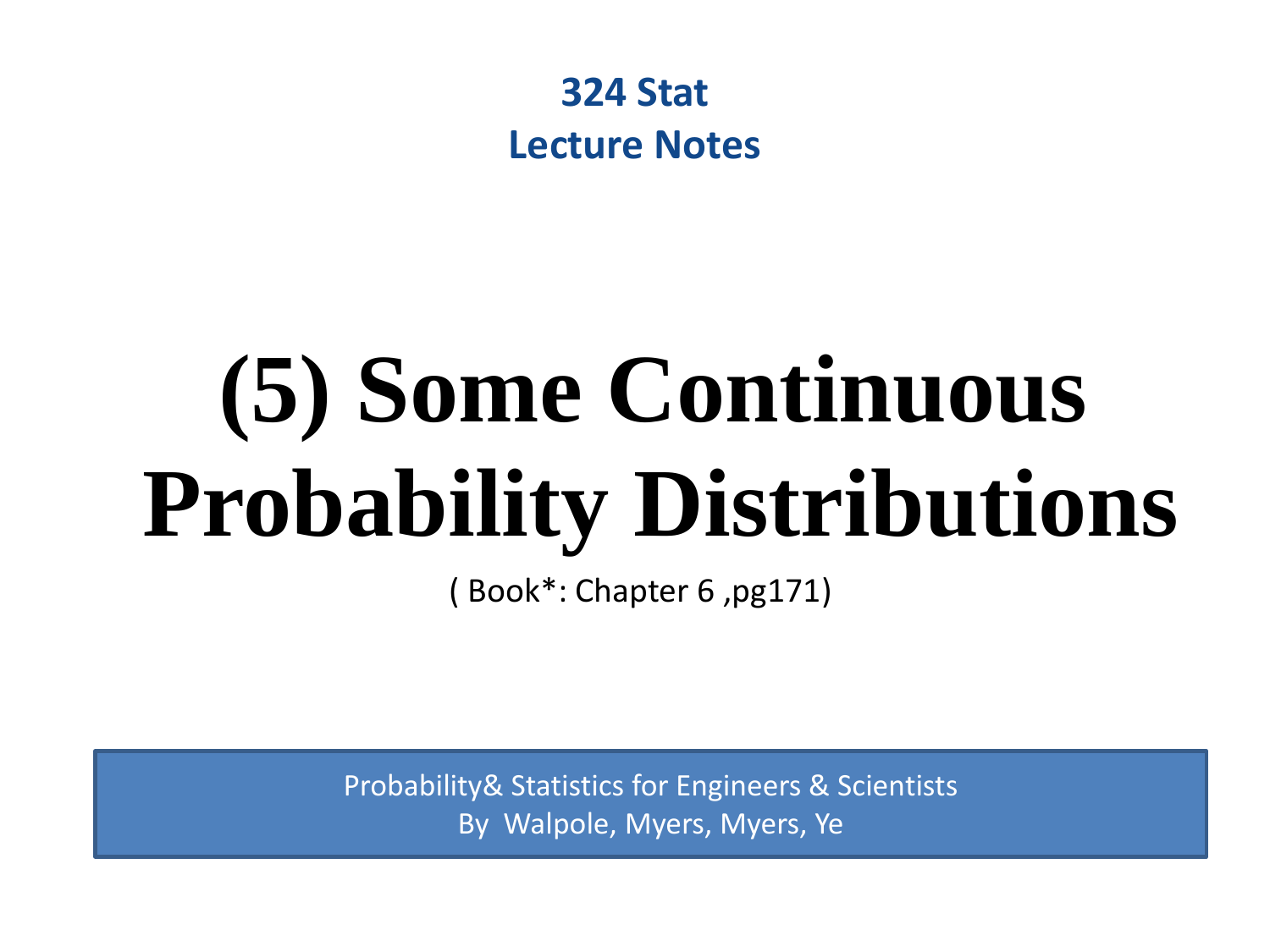**324 Stat**

**Lecture Notes**

# (5) Some Continuous Probability Distributions

( Book*: Chapter 6 ,pg171)

Probability& Statistics for Engineers & Scientists

By Walpole, Myers, Myers, Ye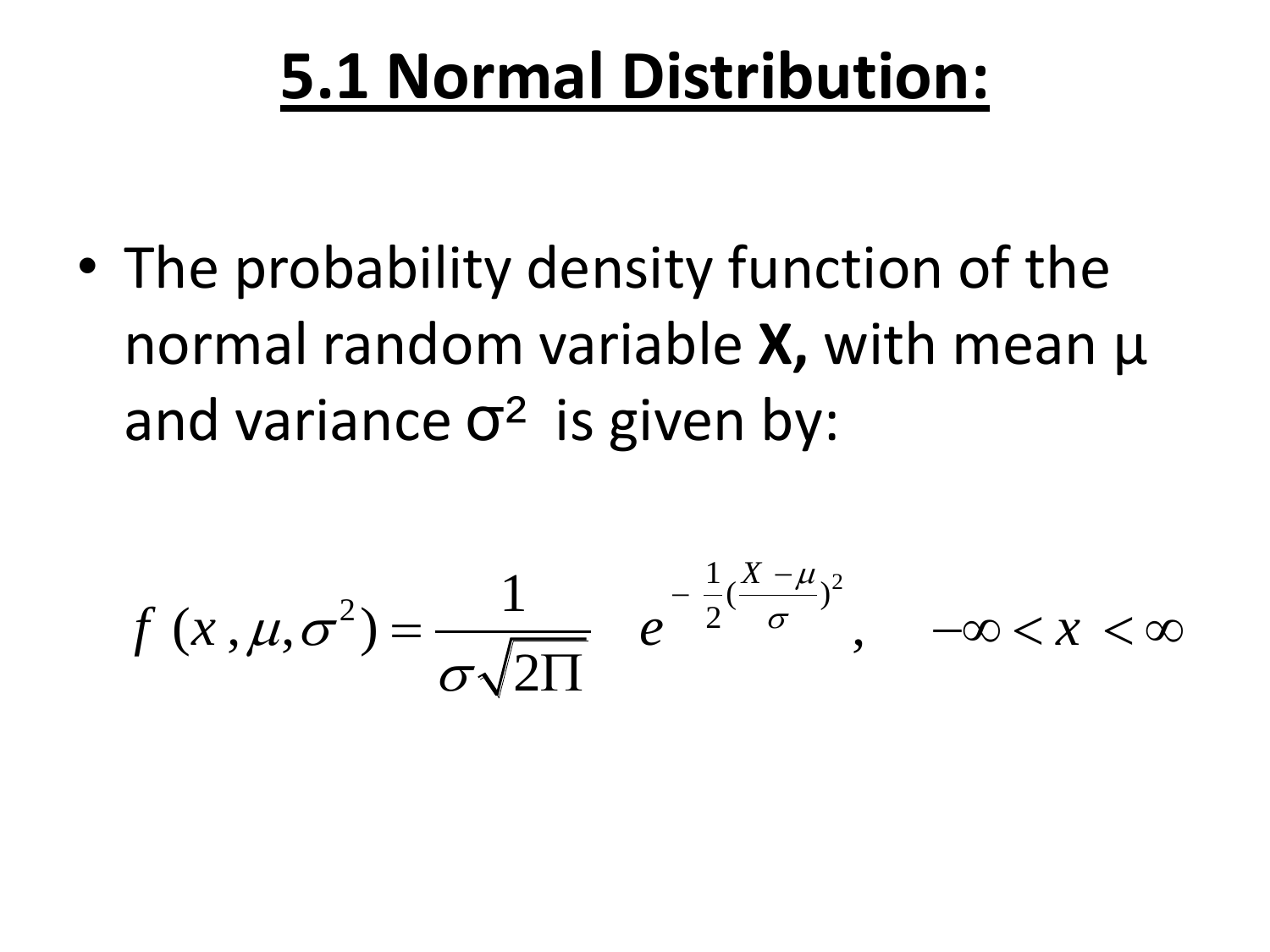# 5.1 Normal Distribution:

- The probability density function of the normal random variable **X,** with mean $\mu$ and variance $\sigma^2$ is given by:

$$f(x, \mu, \sigma^2) = \frac{1}{\sigma\sqrt{2\Pi}} \quad e^{-\frac{1}{2}\left(\frac{X-\mu}{\sigma}\right)^2}, \qquad -\infty < x < \infty$$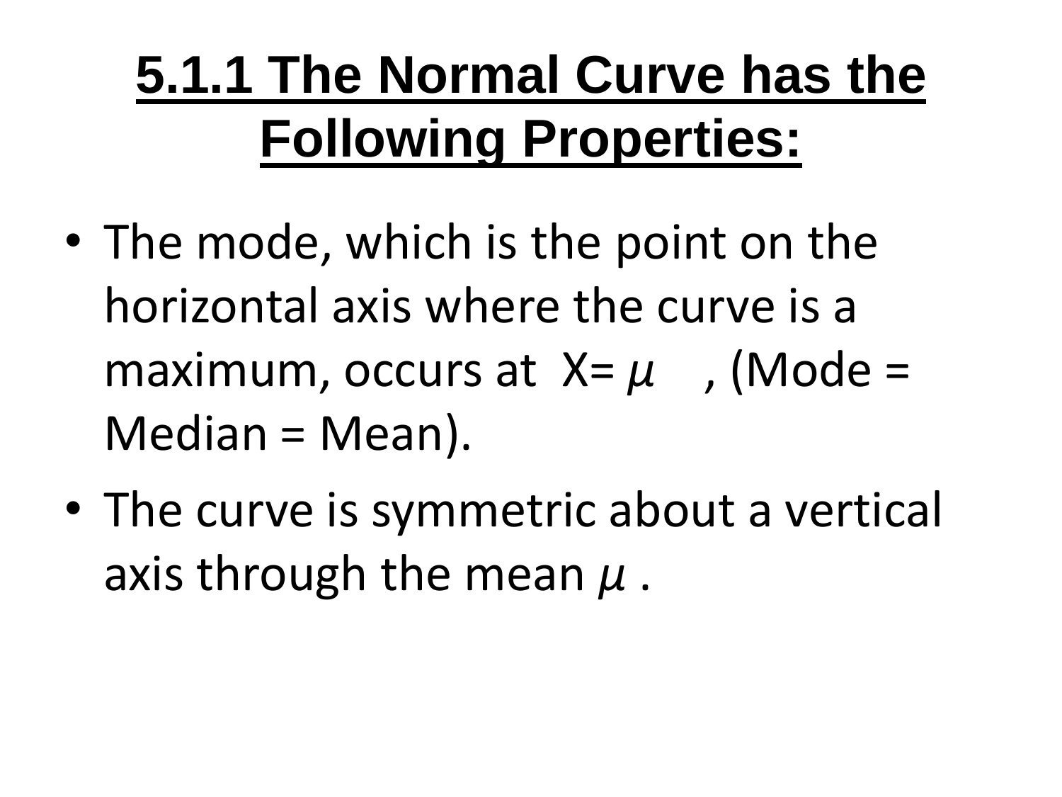# 5.1.1 The Normal Curve has the Following Properties:

- The mode, which is the point on the horizontal axis where the curve is a maximum, occurs at $X = \mu$, (Mode = Median = Mean).
- The curve is symmetric about a vertical axis through the mean $\mu$.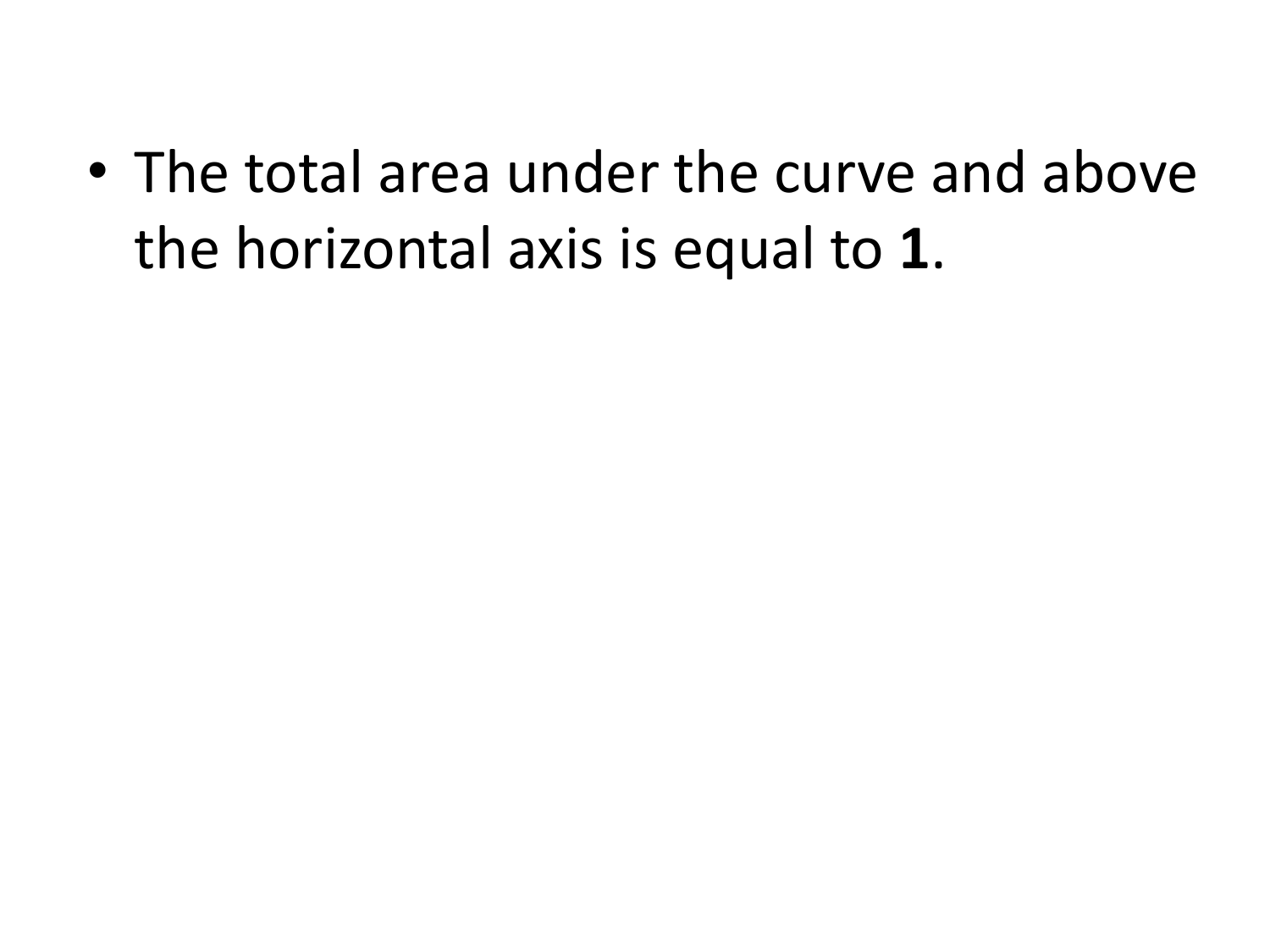- The total area under the curve and above the horizontal axis is equal to **1**.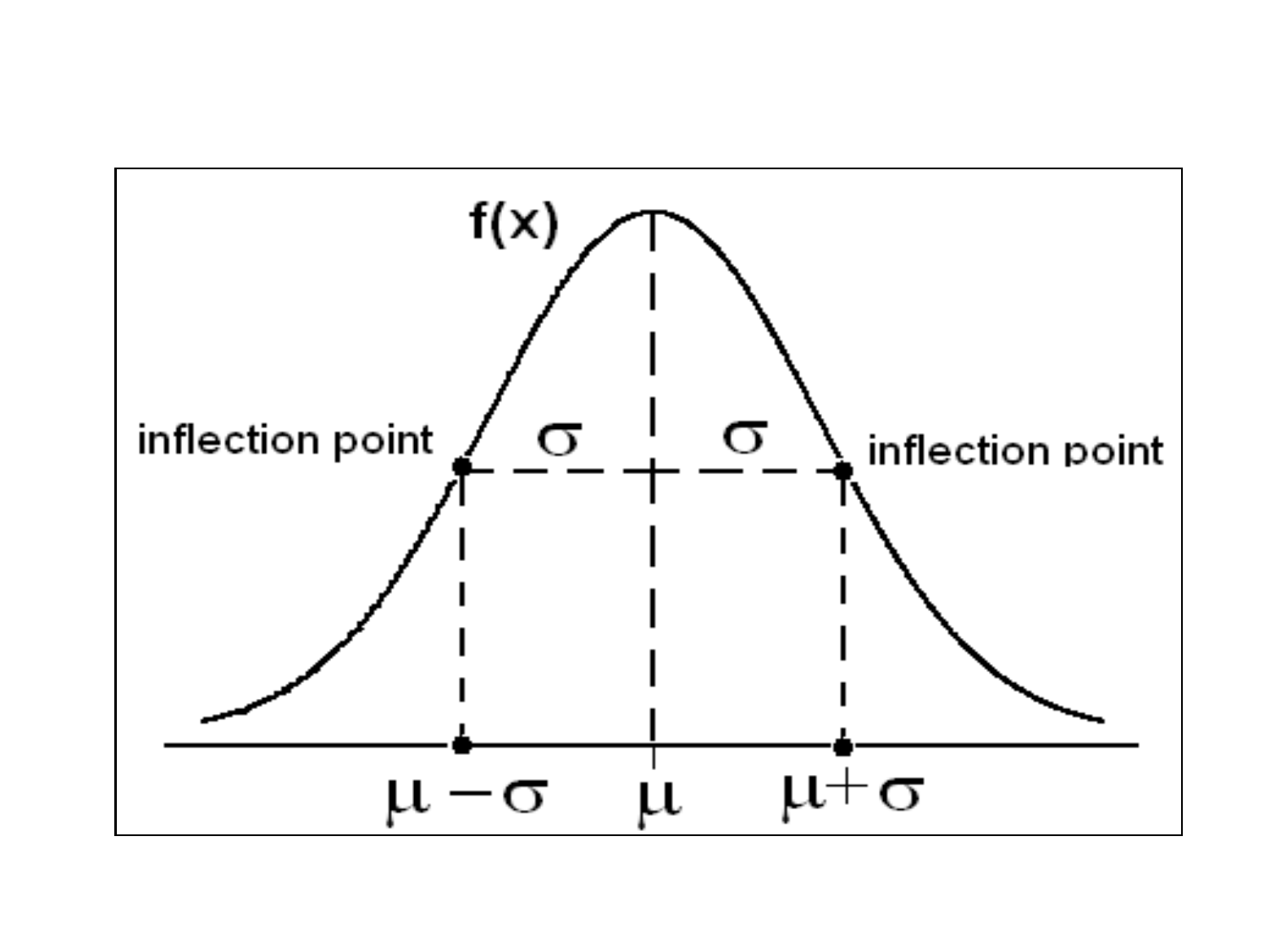$f(x)$

inflection point $\sigma$ $\sigma$ inflection point

$\mu - \sigma$ $\mu$ $\mu + \sigma$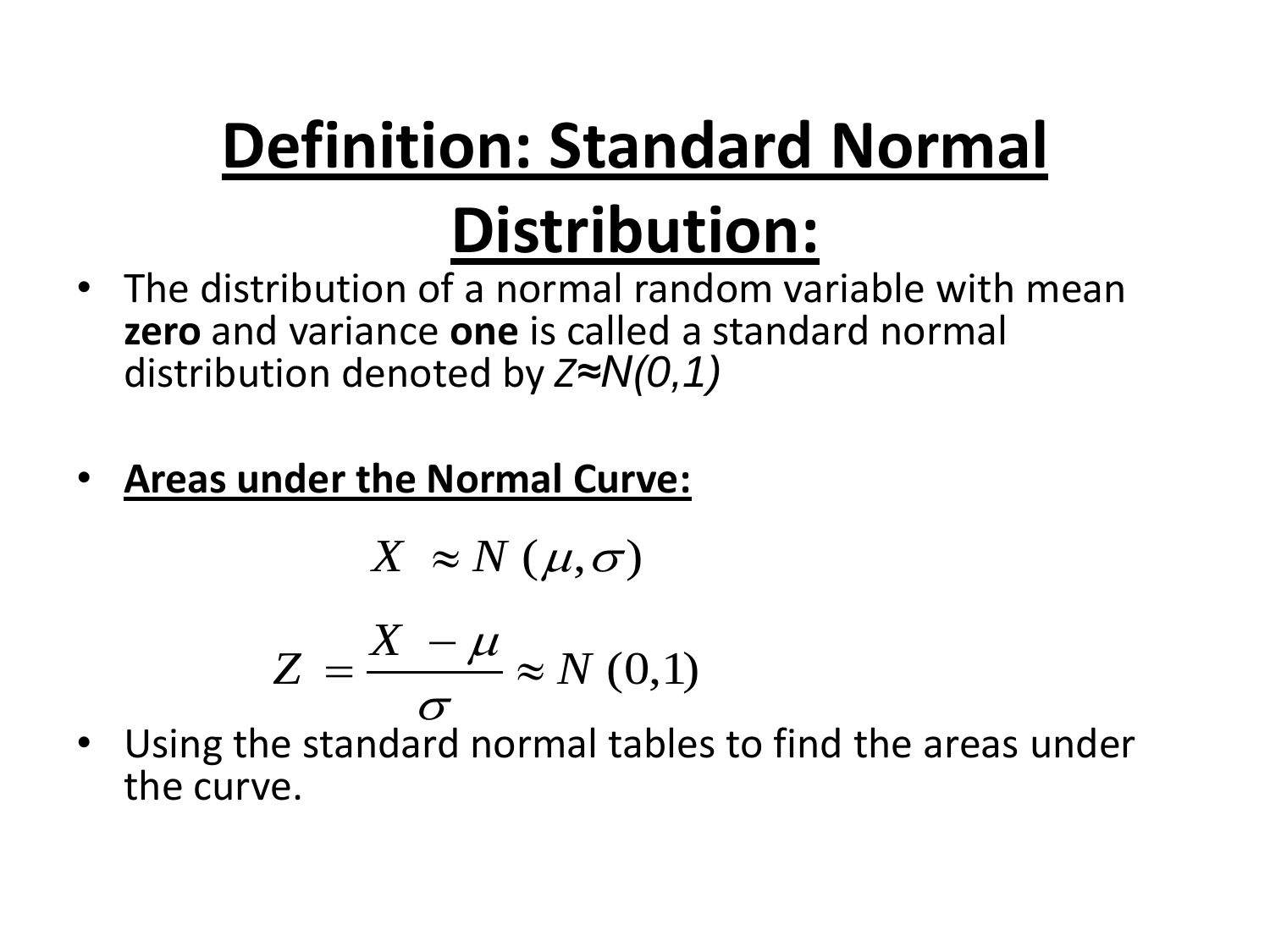# Definition: Standard Normal Distribution:

- The distribution of a normal random variable with mean **zero** and variance **one** is called a standard normal distribution denoted by *Z≈N(0,1)*

- **Areas under the Normal Curve:**

$$X \approx N(\mu, \sigma)$$

$$Z = \frac{X - \mu}{\sigma} \approx N(0,1)$$

- Using the standard normal tables to find the areas under the curve.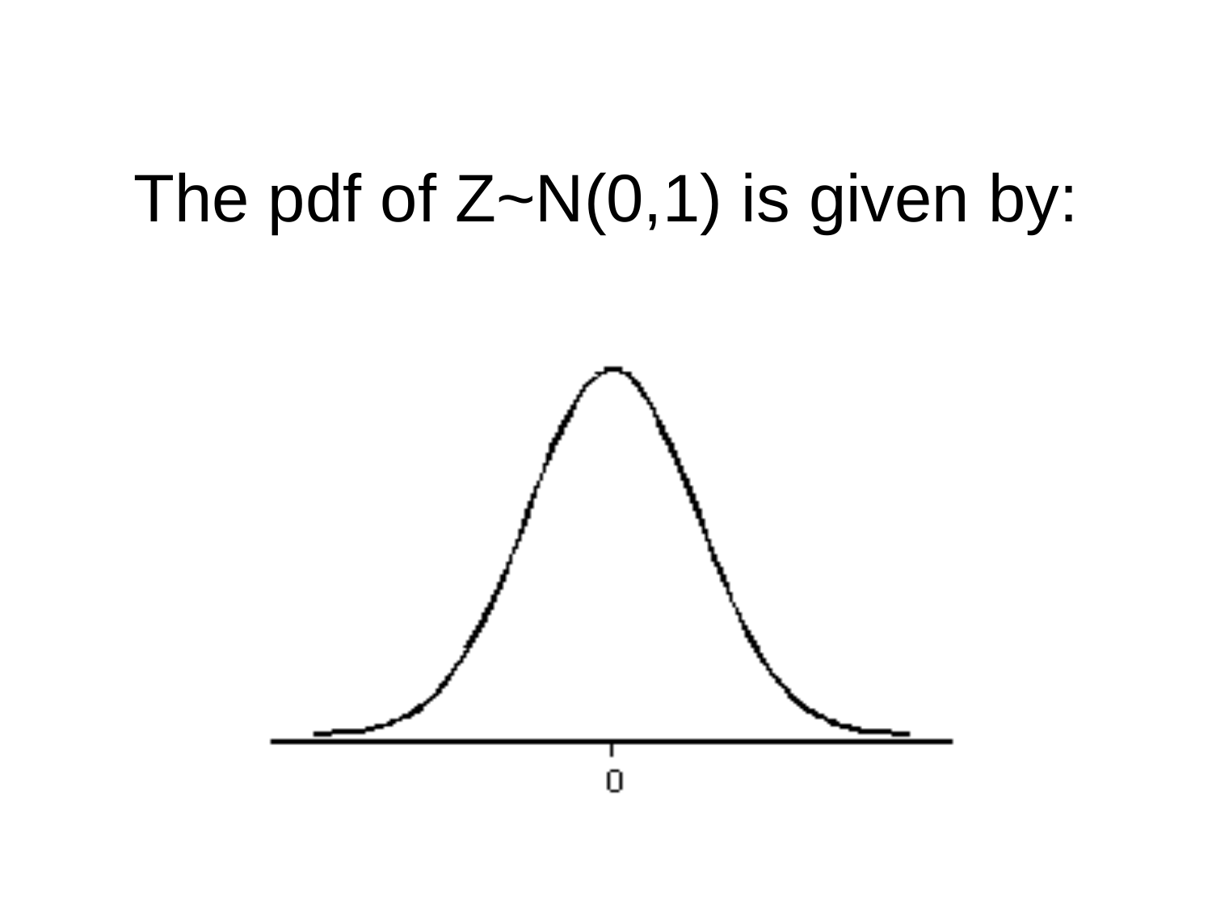The pdf of Z~N(0,1) is given by: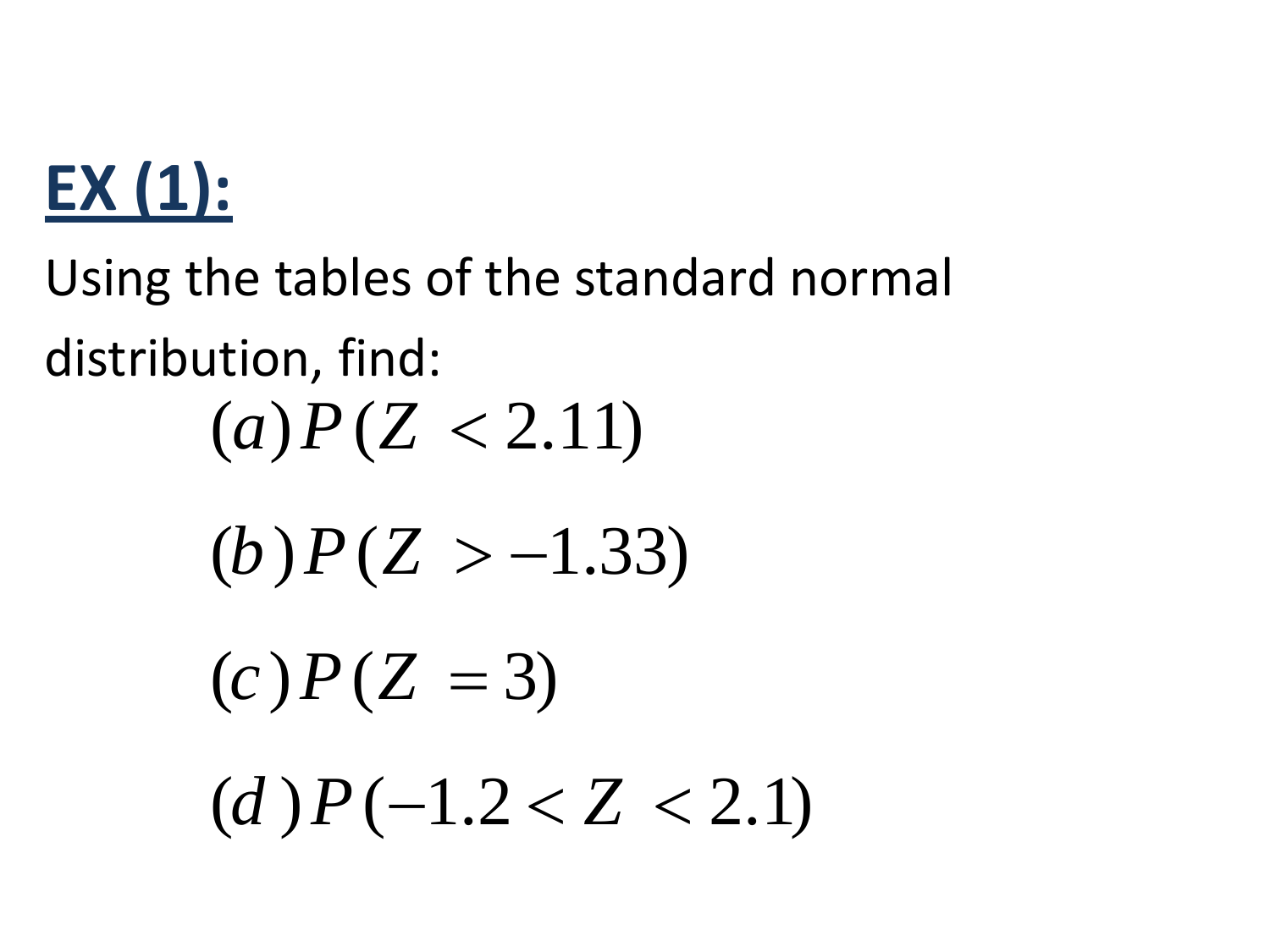## EX (1):

Using the tables of the standard normal distribution, find:

$$(a)\, P(Z < 2.11)$$

$$(b)\, P(Z > -1.33)$$

$$(c)\, P(Z = 3)$$

$$(d)\, P(-1.2 < Z < 2.1)$$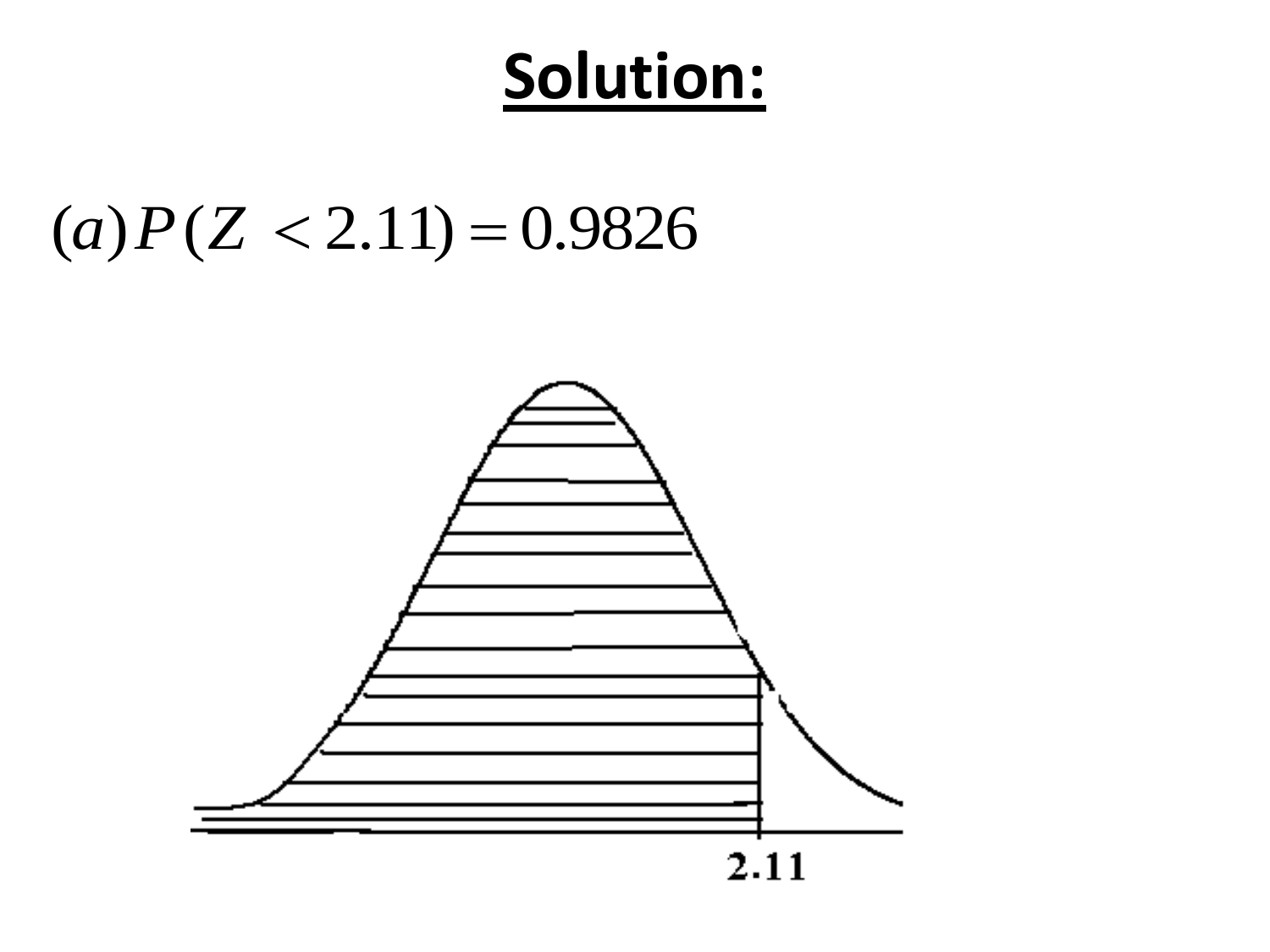# Solution:

$$(a) P(Z < 2.11) = 0.9826$$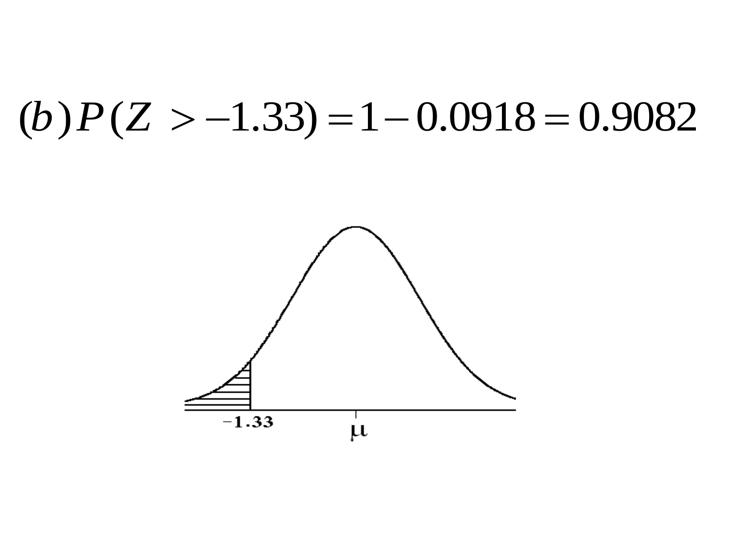$$(b)\, P(Z > -1.33) = 1 - 0.0918 = 0.9082$$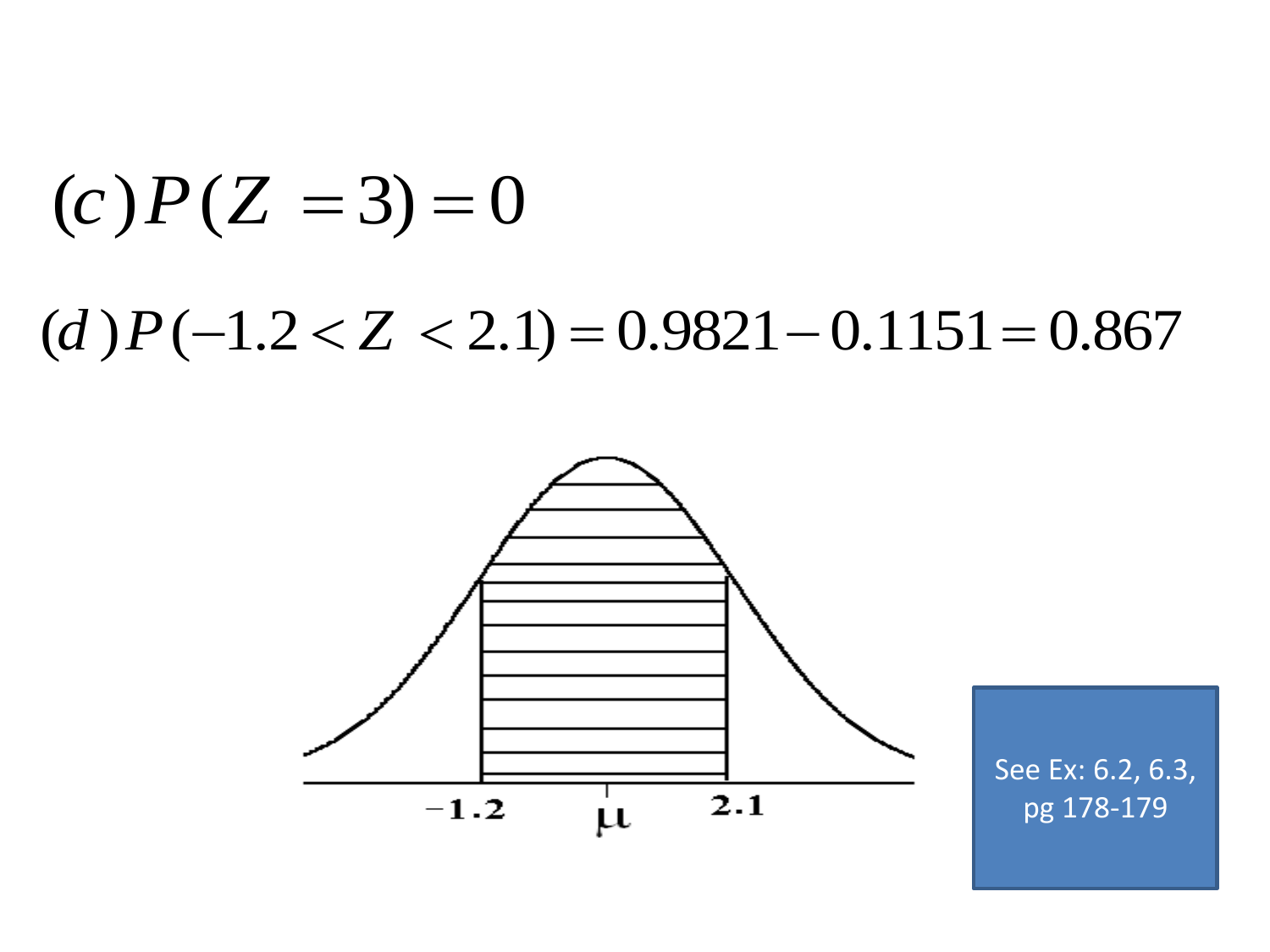$$(c)\, P(Z = 3) = 0$$

$$(d)\, P(-1.2 < Z < 2.1) = 0.9821 - 0.1151 = 0.867$$

See Ex: 6.2, 6.3, pg 178-179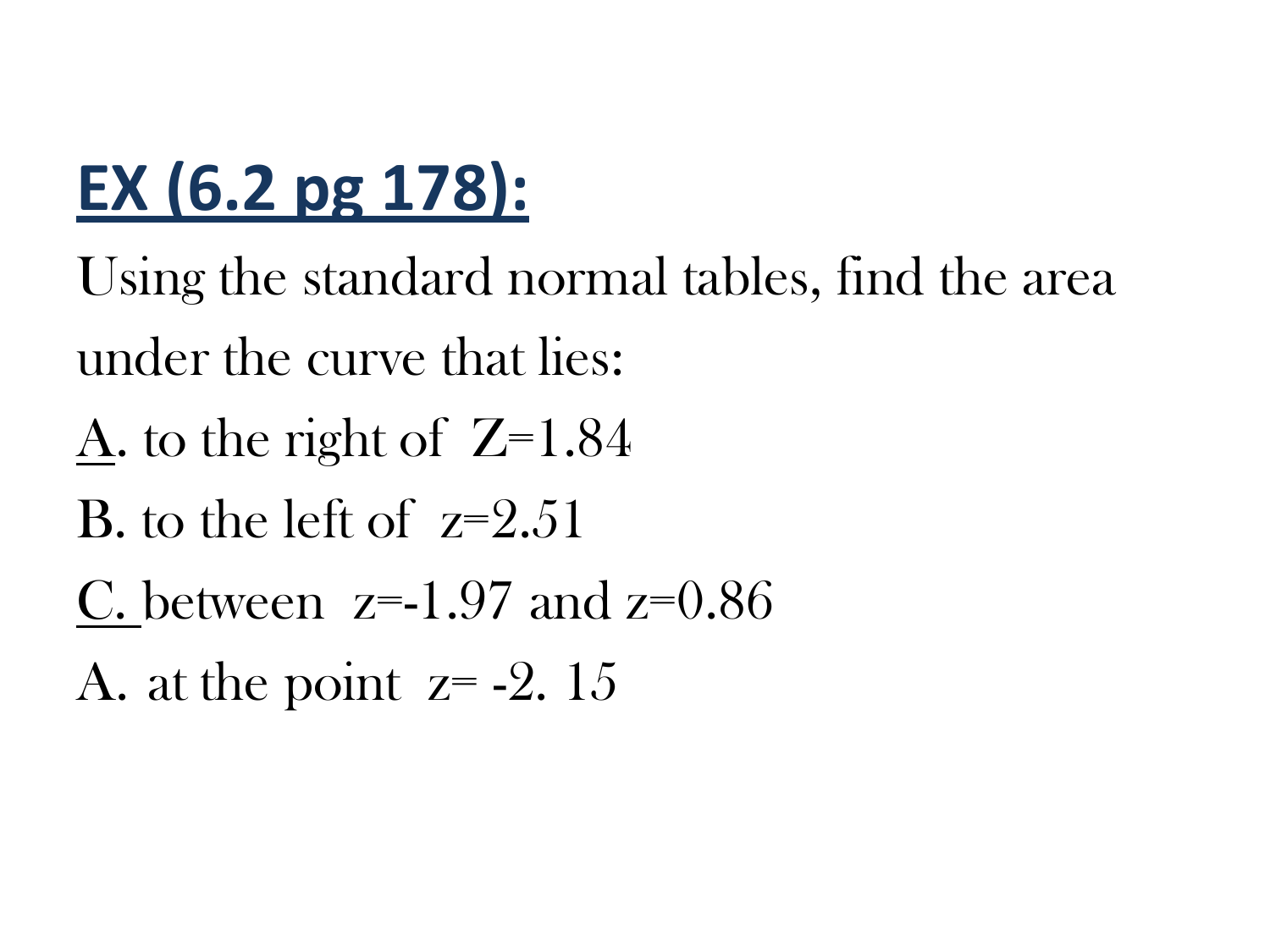## **EX (6.2 pg 178):**

Using the standard normal tables, find the area under the curve that lies:

A. to the right of $Z=1.84$

B. to the left of $z=2.51$

C. between $z=-1.97$ and $z=0.86$

A. at the point $z= -2.\ 15$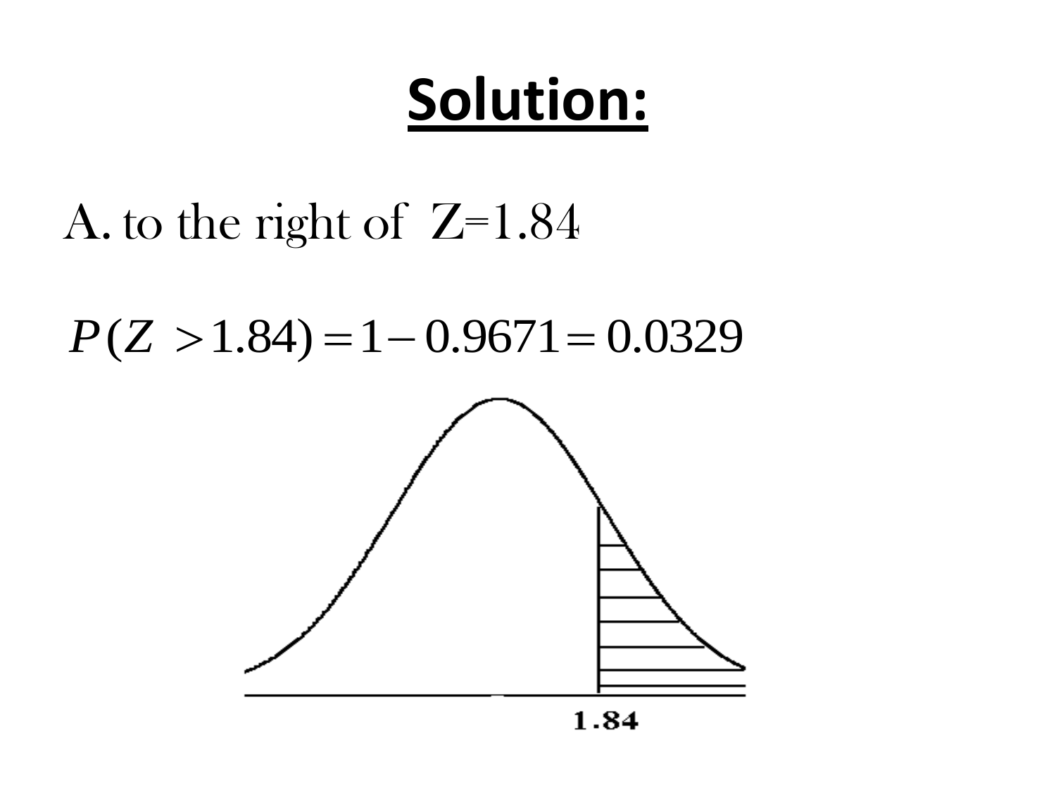# Solution:

A. to the right of Z=1.84

$$P(Z > 1.84) = 1 - 0.9671 = 0.0329$$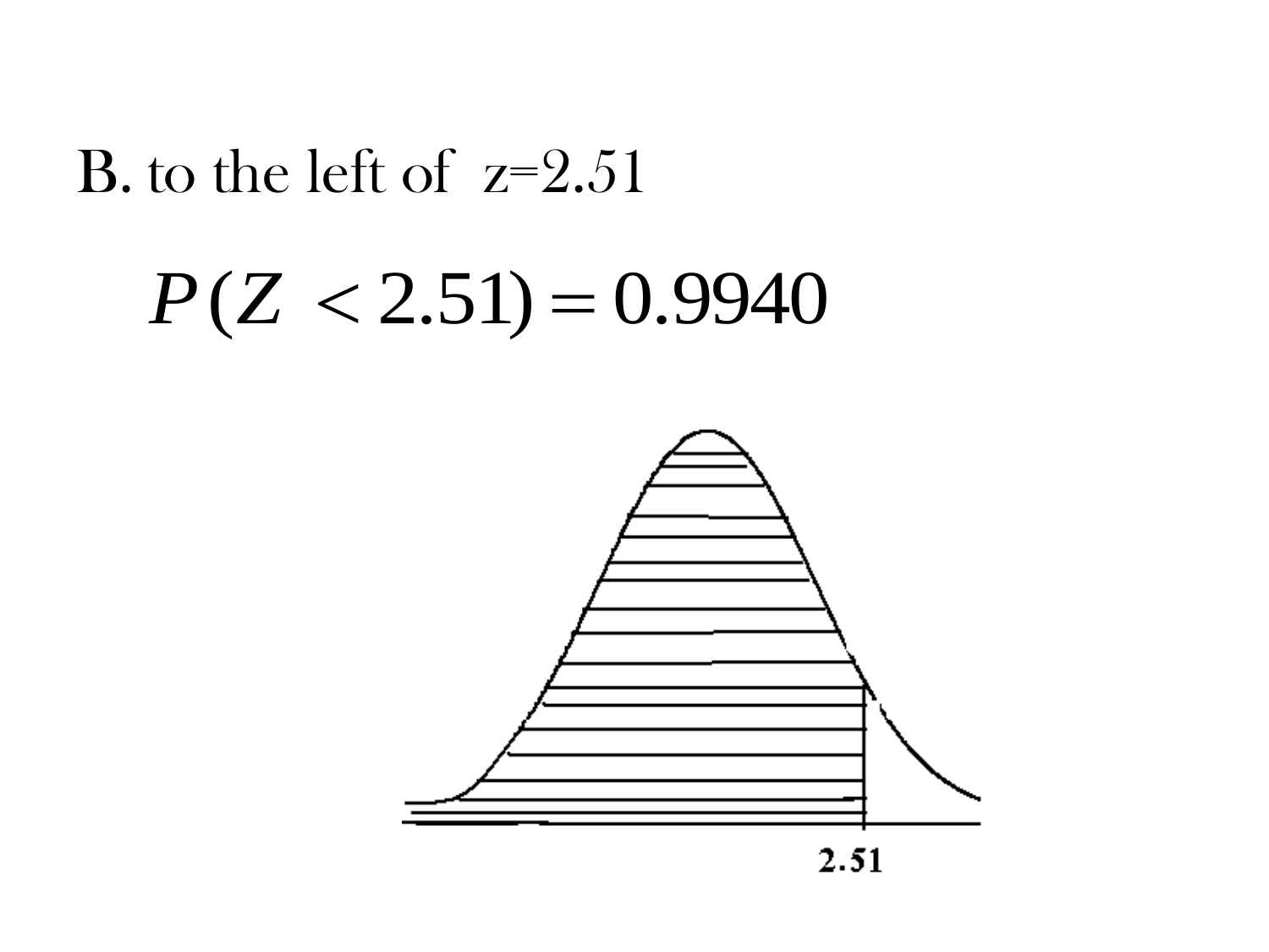B. to the left of z=2.51

$$P(Z < 2.51) = 0.9940$$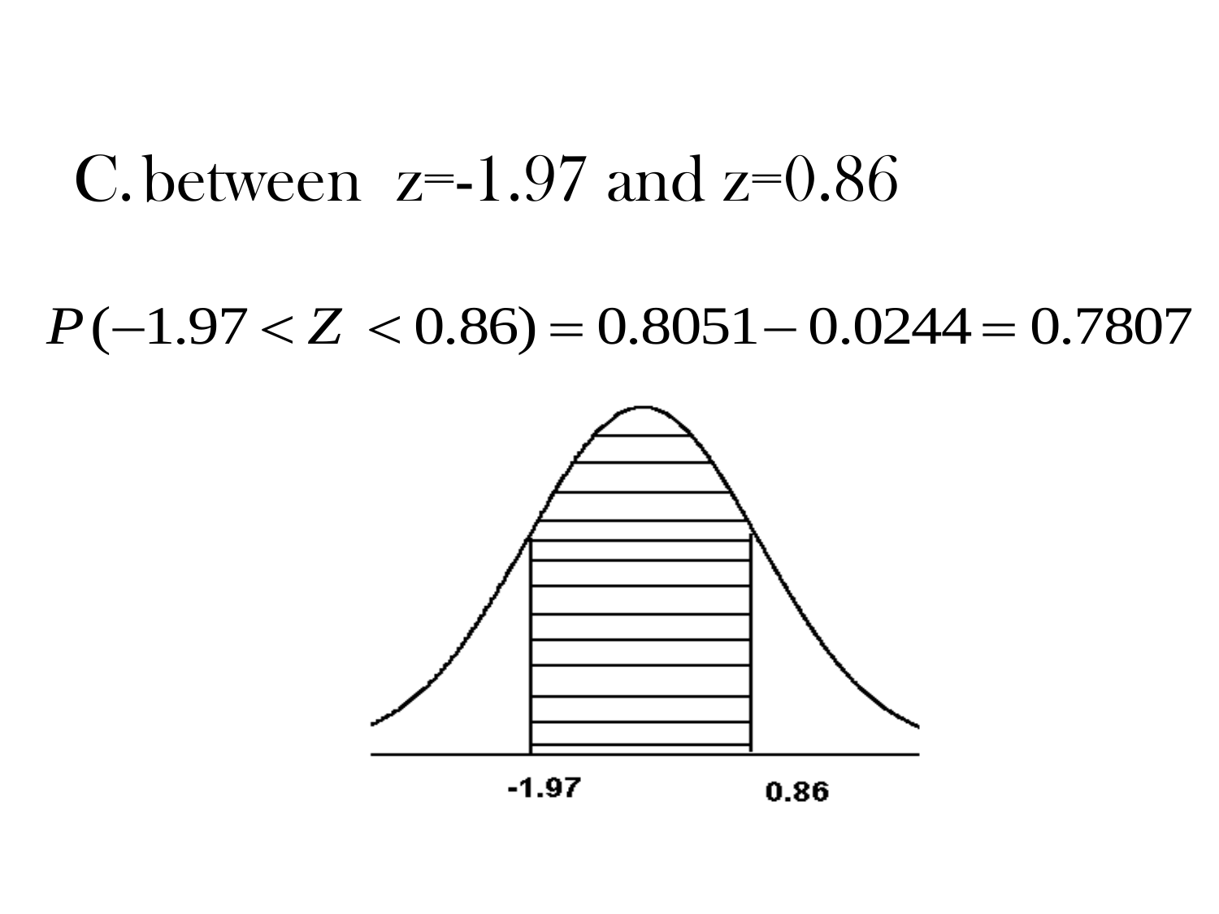C. between z=-1.97 and z=0.86

$$P(-1.97 < Z < 0.86) = 0.8051 - 0.0244 = 0.7807$$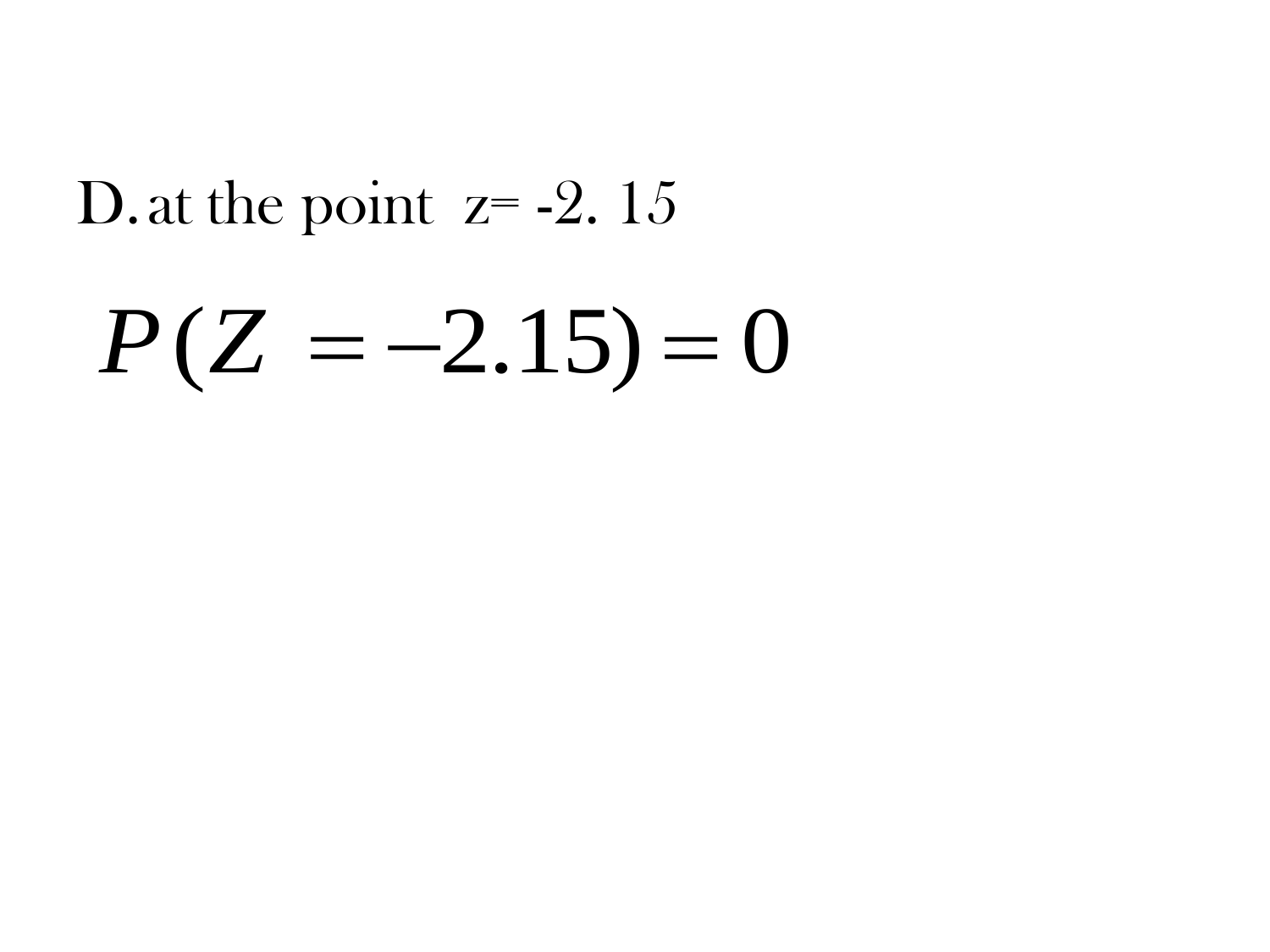D. at the point z= -2. 15

$$P(Z = -2.15) = 0$$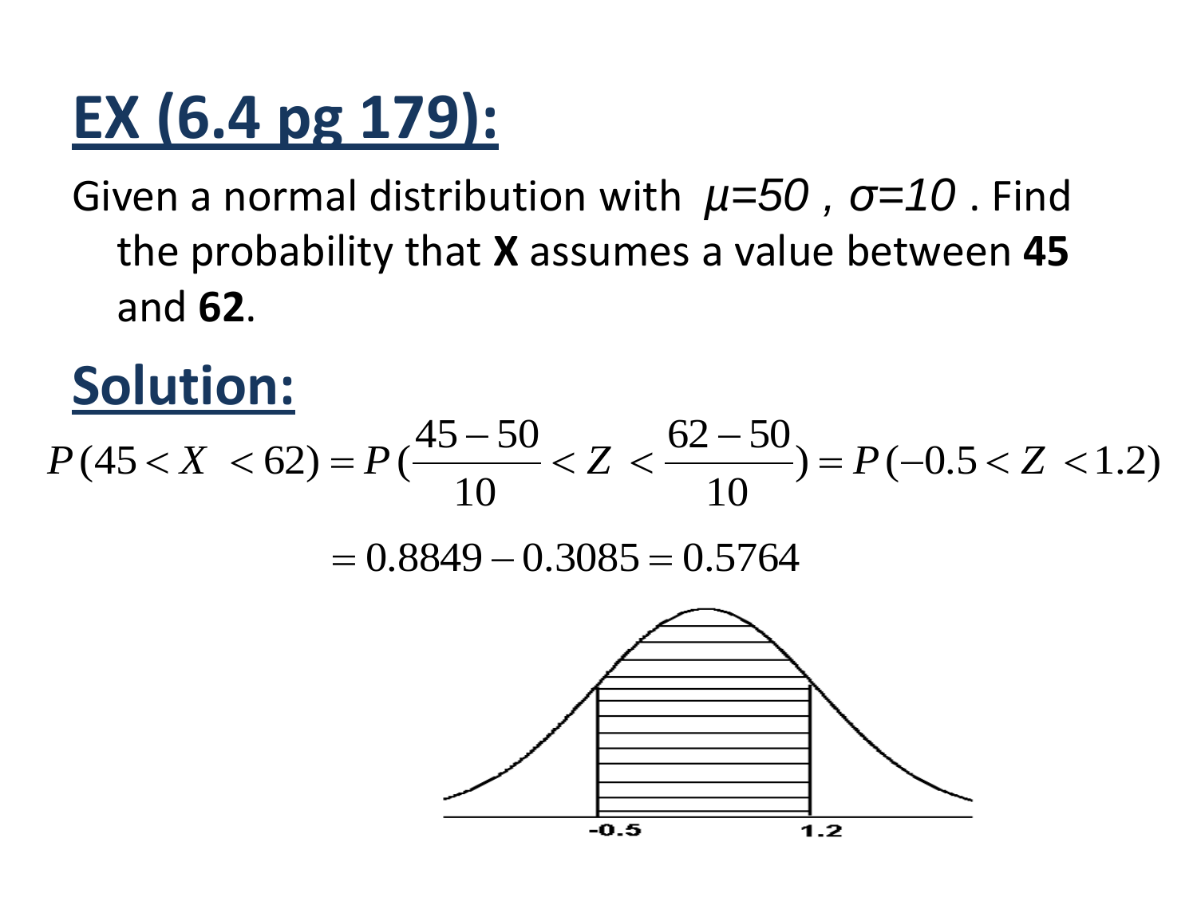## EX (6.4 pg 179):

Given a normal distribution with $\mu=50$ , $\sigma=10$ . Find the probability that **X** assumes a value between **45** and **62**.

## Solution:

$$P(45 < X < 62) = P\left(\frac{45-50}{10} < Z < \frac{62-50}{10}\right) = P(-0.5 < Z < 1.2)$$

$$= 0.8849 - 0.3085 = 0.5764$$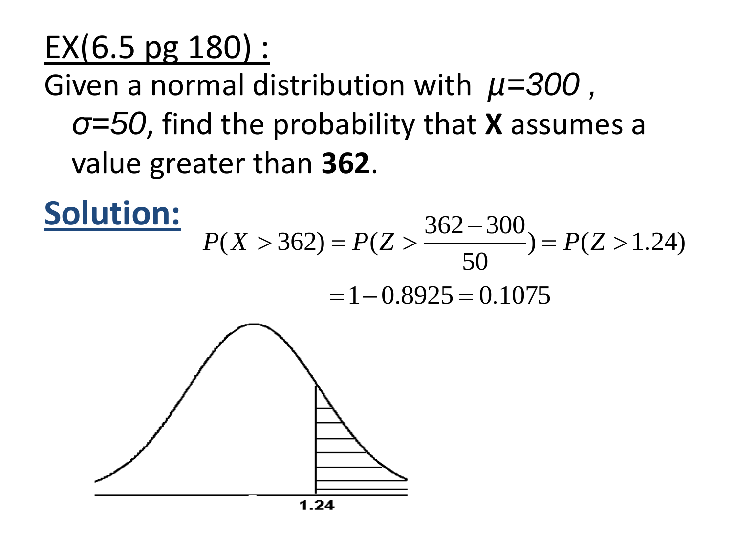## EX(6.5 pg 180) :

Given a normal distribution with $\mu=300$, $\sigma=50$, find the probability that **X** assumes a value greater than **362**.

**Solution:**

$$P(X > 362) = P\left(Z > \frac{362-300}{50}\right) = P(Z > 1.24)$$

$$= 1 - 0.8925 = 0.1075$$

1.24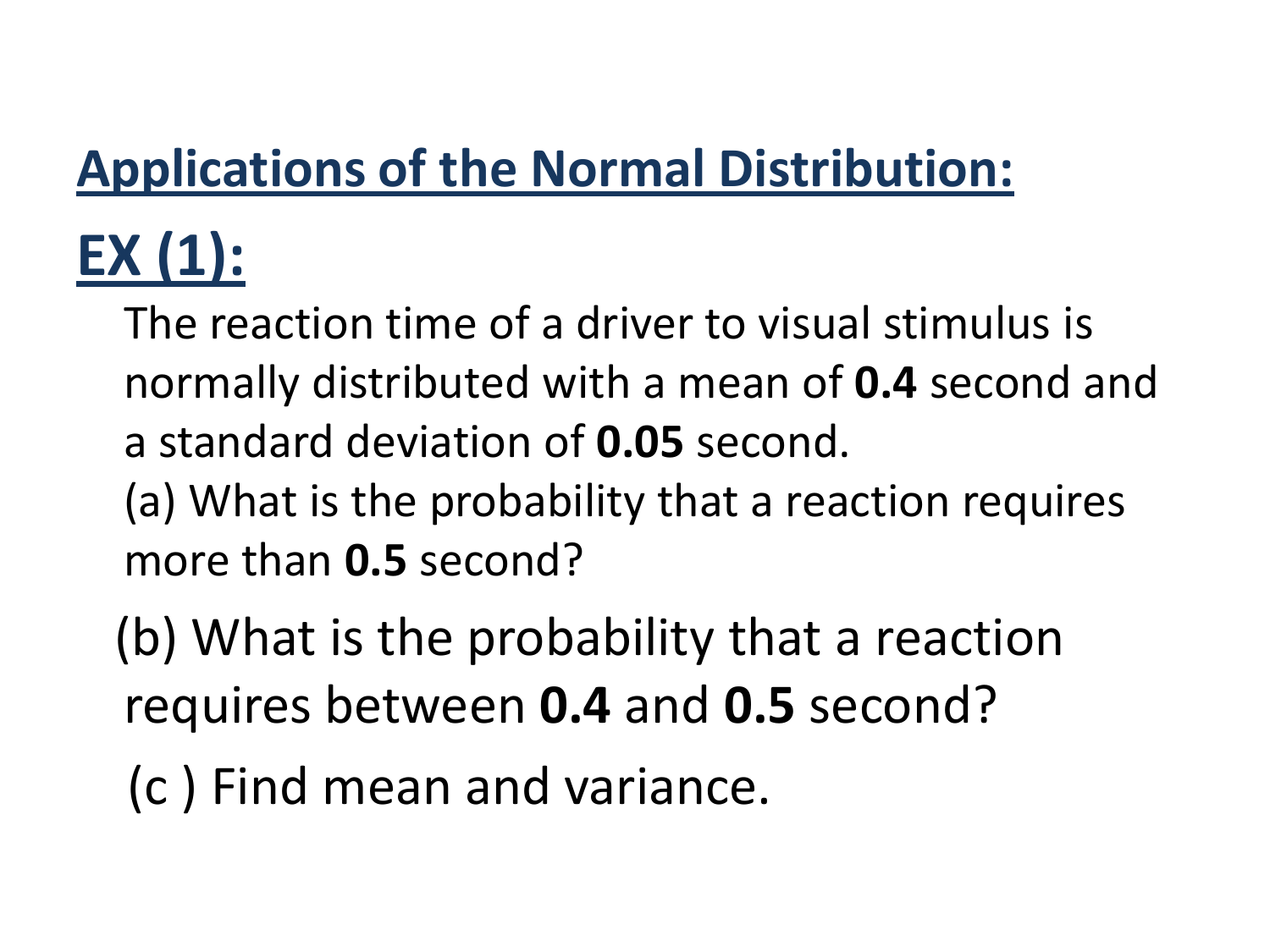## Applications of the Normal Distribution:

## EX (1):

The reaction time of a driver to visual stimulus is normally distributed with a mean of **0.4** second and a standard deviation of **0.05** second.

(a) What is the probability that a reaction requires more than **0.5** second?

(b) What is the probability that a reaction requires between **0.4** and **0.5** second?

(c ) Find mean and variance.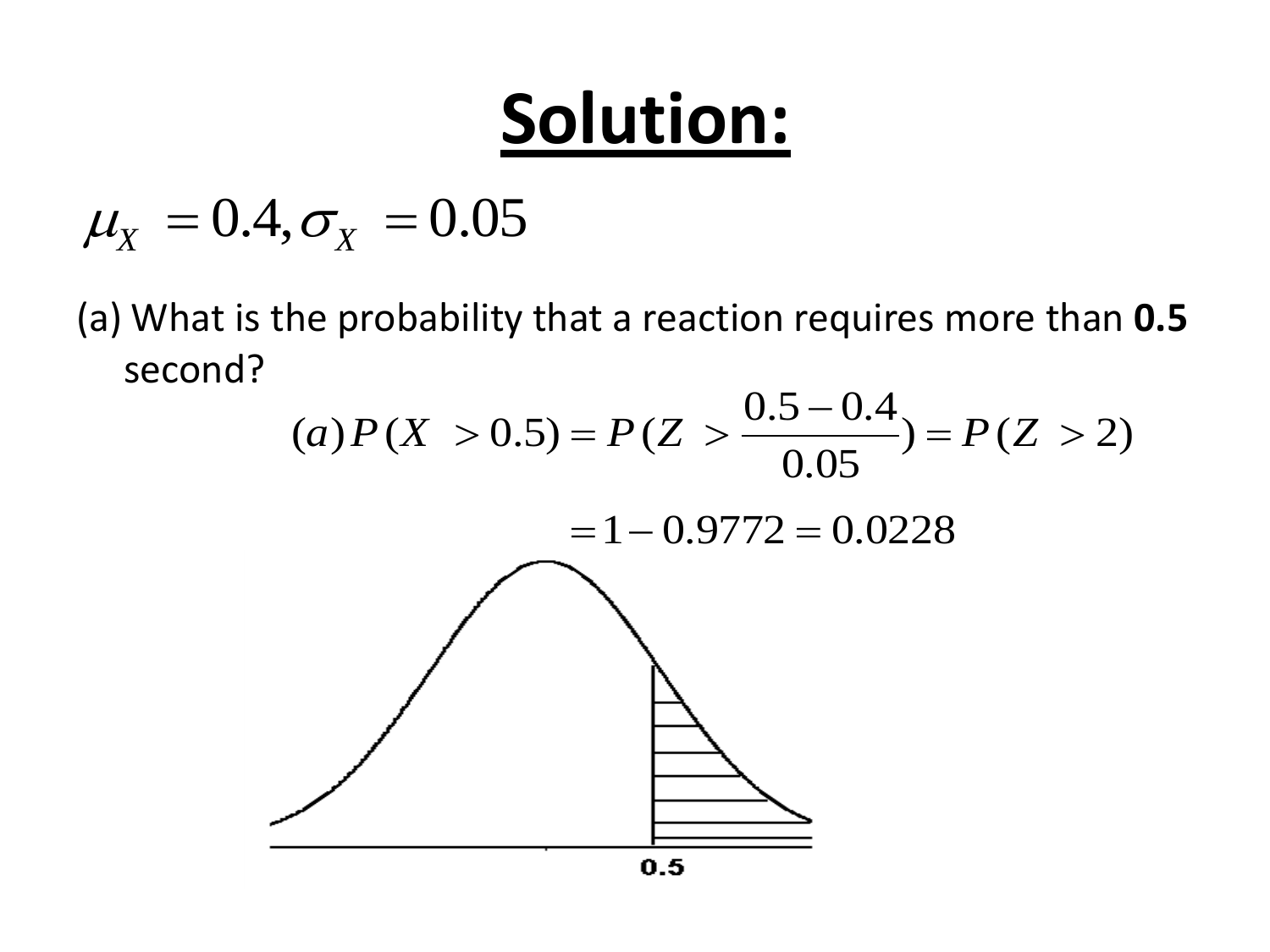# Solution:

$$\mu_X = 0.4, \sigma_X = 0.05$$

(a) What is the probability that a reaction requires more than **0.5** second?

$$(a) P(X > 0.5) = P(Z > \frac{0.5 - 0.4}{0.05}) = P(Z > 2)$$

$$= 1 - 0.9772 = 0.0228$$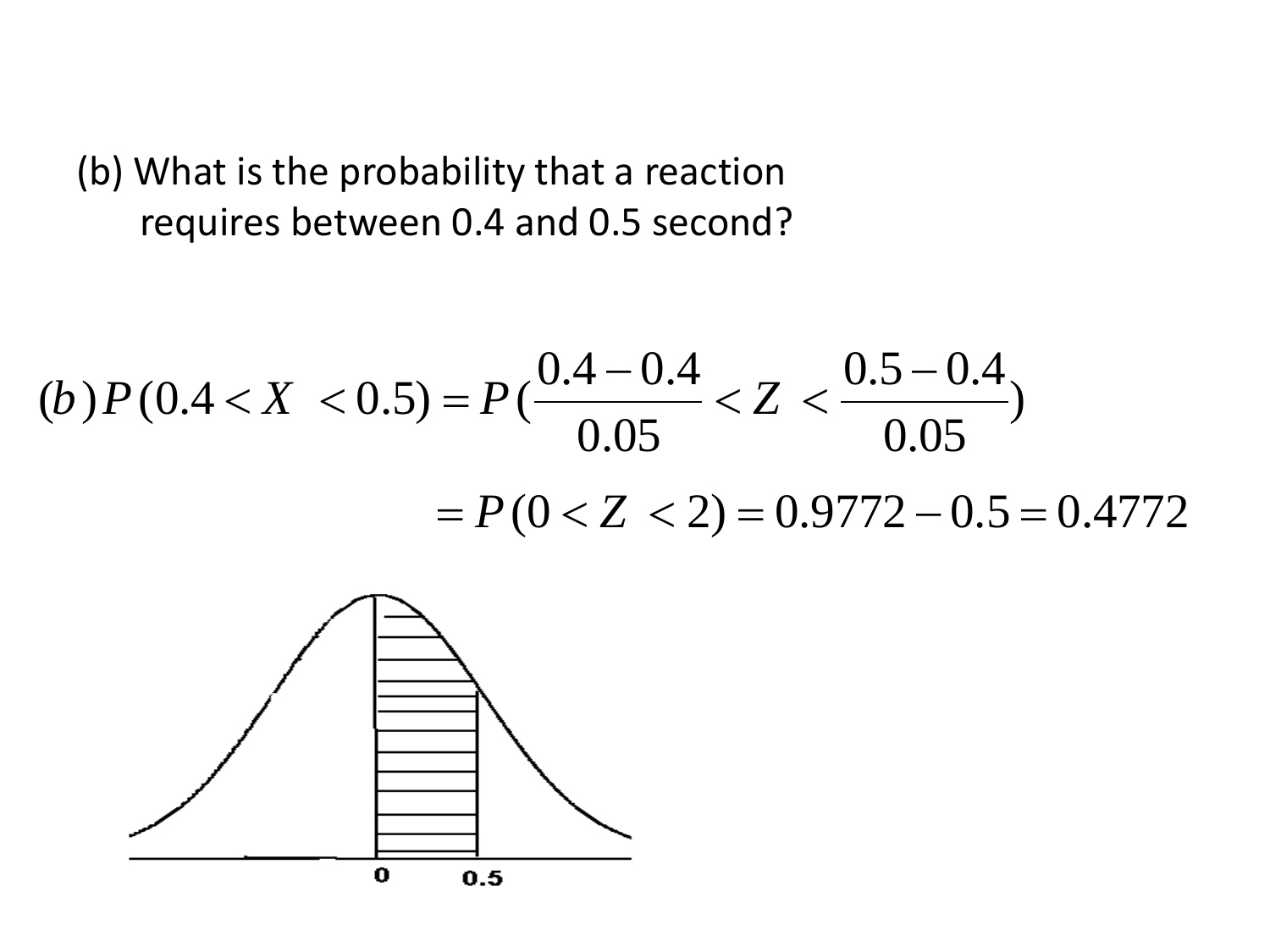(b) What is the probability that a reaction requires between 0.4 and 0.5 second?

$$(b)\, P(0.4 < X < 0.5) = P\left(\frac{0.4-0.4}{0.05} < Z < \frac{0.5-0.4}{0.05}\right)$$

$$= P(0 < Z < 2) = 0.9772 - 0.5 = 0.4772$$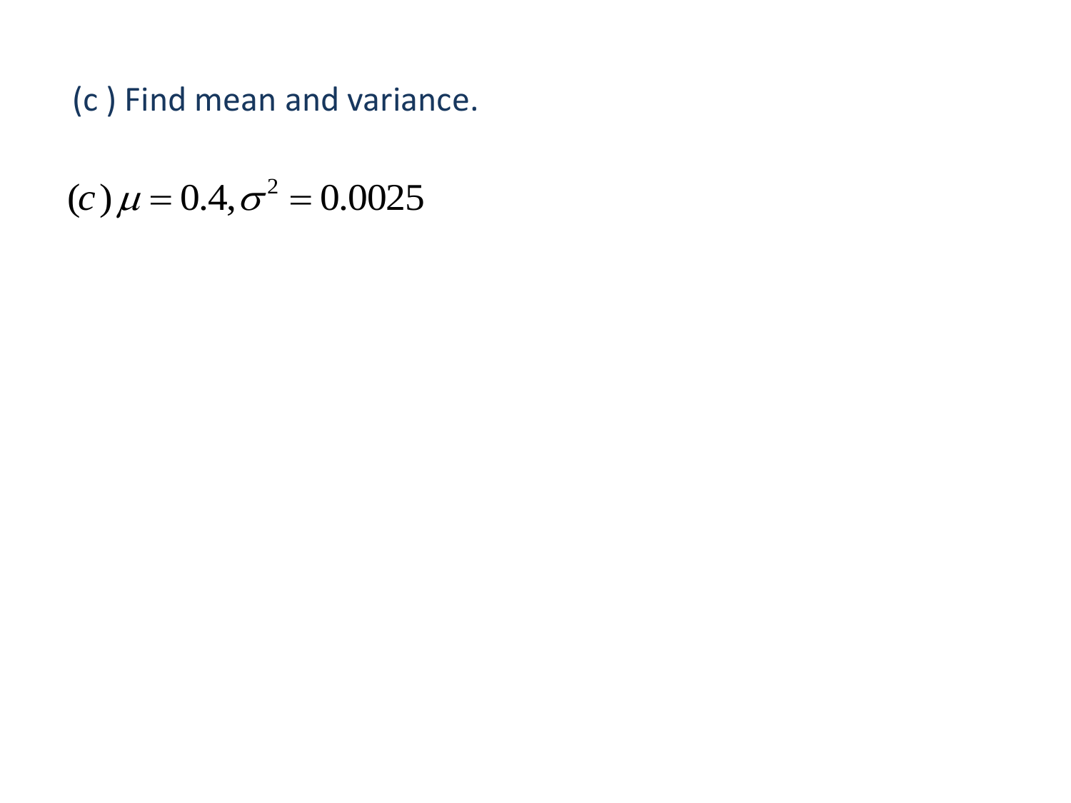(c ) Find mean and variance.

$$(c)\,\mu = 0.4, \sigma^2 = 0.0025$$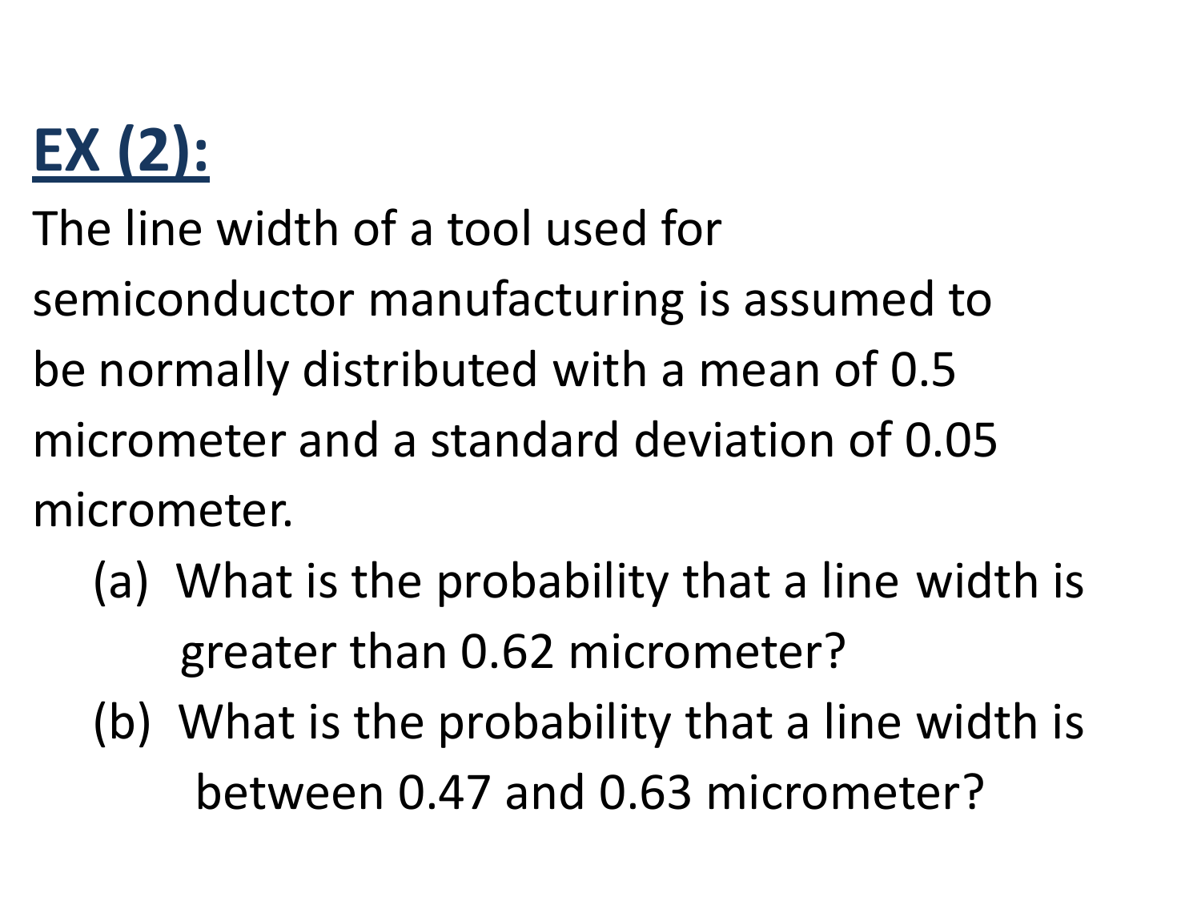## EX (2):

The line width of a tool used for semiconductor manufacturing is assumed to be normally distributed with a mean of 0.5 micrometer and a standard deviation of 0.05 micrometer.

(a) What is the probability that a line width is greater than 0.62 micrometer?

(b) What is the probability that a line width is between 0.47 and 0.63 micrometer?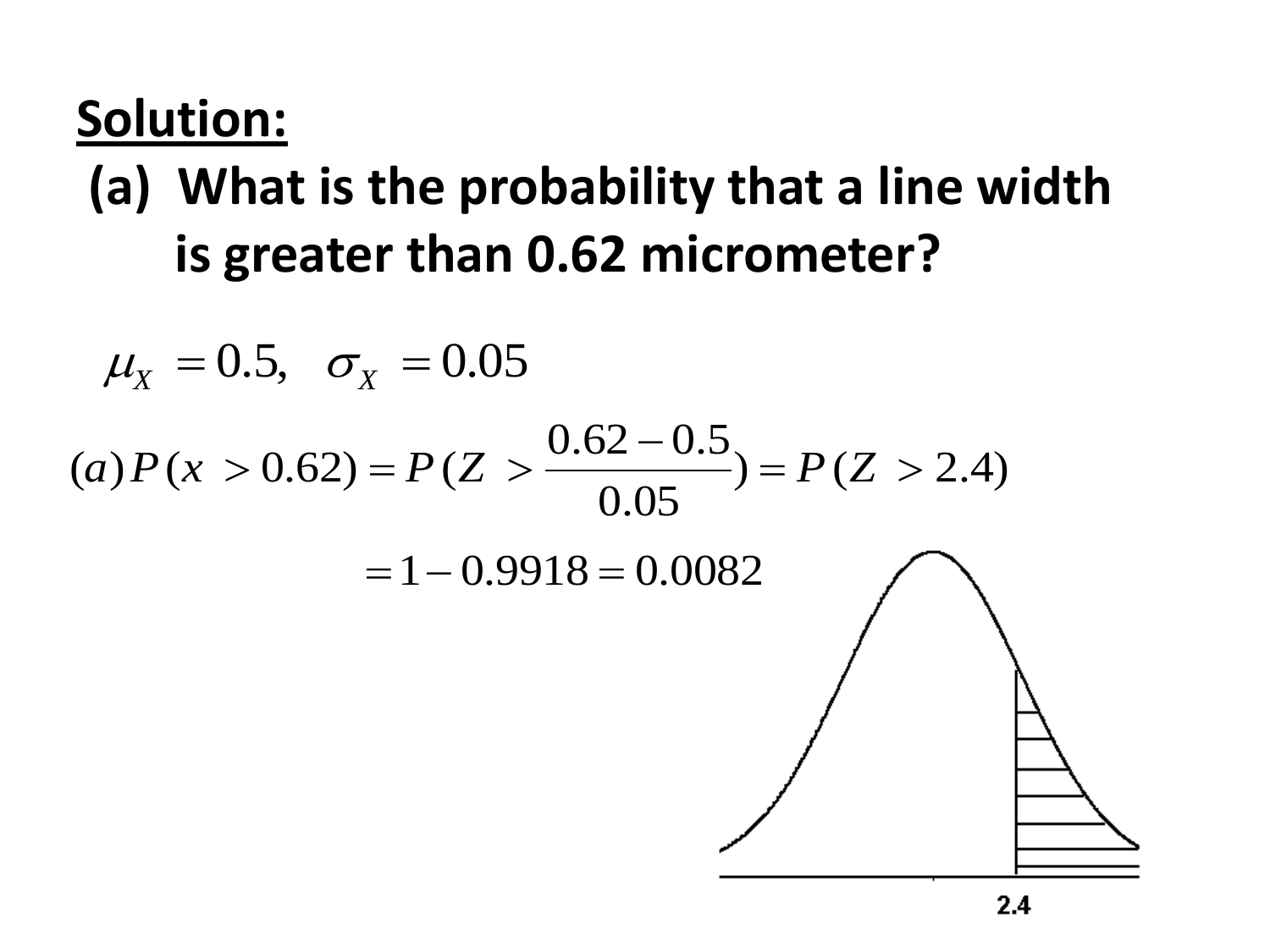## Solution:

**(a) What is the probability that a line width is greater than 0.62 micrometer?**

$$\mu_X = 0.5, \quad \sigma_X = 0.05$$

$$(a)\, P(x > 0.62) = P(Z > \frac{0.62 - 0.5}{0.05}) = P(Z > 2.4)$$

$$= 1 - 0.9918 = 0.0082$$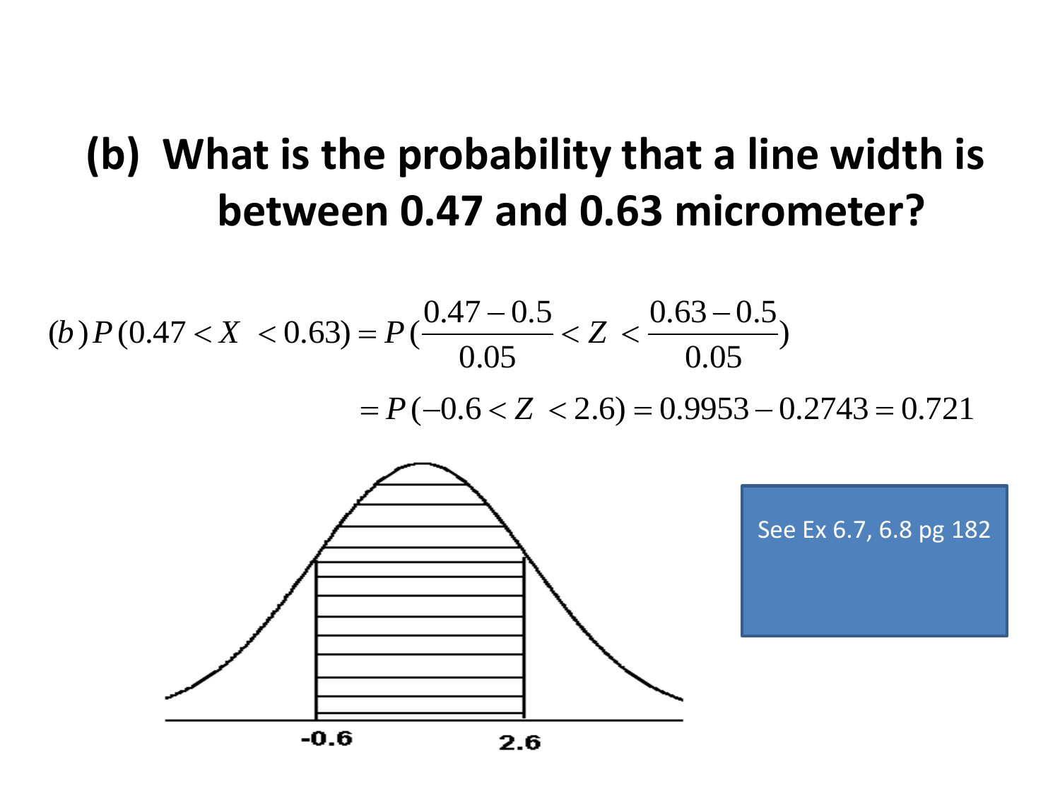## (b) What is the probability that a line width is between 0.47 and 0.63 micrometer?

$$(b)\, P(0.47 < X < 0.63) = P\left(\frac{0.47 - 0.5}{0.05} < Z < \frac{0.63 - 0.5}{0.05}\right)$$

$$= P(-0.6 < Z < 2.6) = 0.9953 - 0.2743 = 0.721$$

-0.6 &nbsp;&nbsp; 2.6

See Ex 6.7, 6.8 pg 182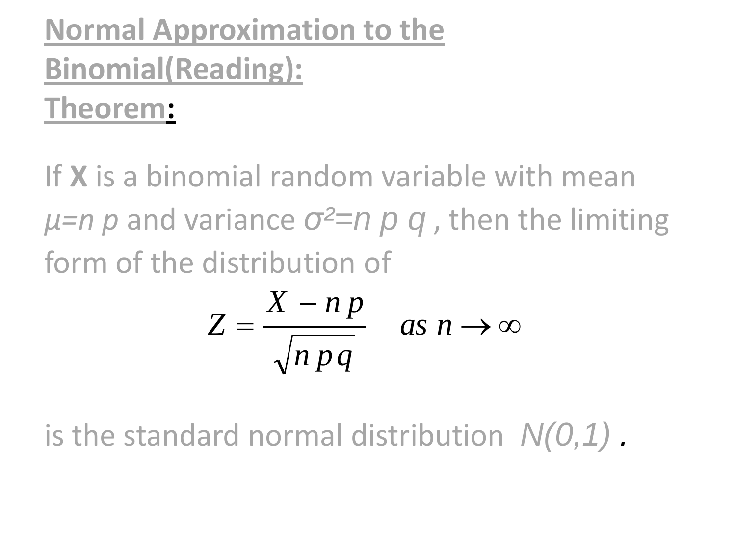**Normal Approximation to the Binomial(Reading):**

**Theorem:**

If **X** is a binomial random variable with mean $\mu = n\,p$ and variance $\sigma^2 = n\,p\,q$, then the limiting form of the distribution of

$$Z = \frac{X - n\,p}{\sqrt{n\,p\,q}} \quad as\ n \to \infty$$

is the standard normal distribution $N(0,1)$.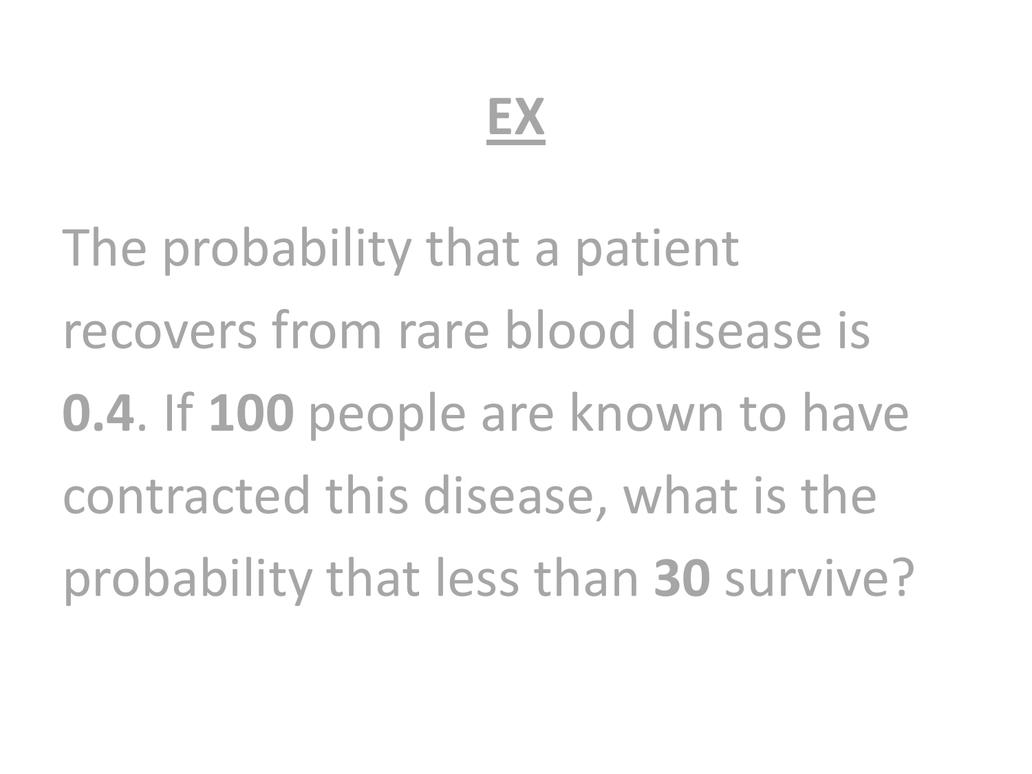# <u>EX</u>

The probability that a patient recovers from rare blood disease is **0.4**. If **100** people are known to have contracted this disease, what is the probability that less than **30** survive?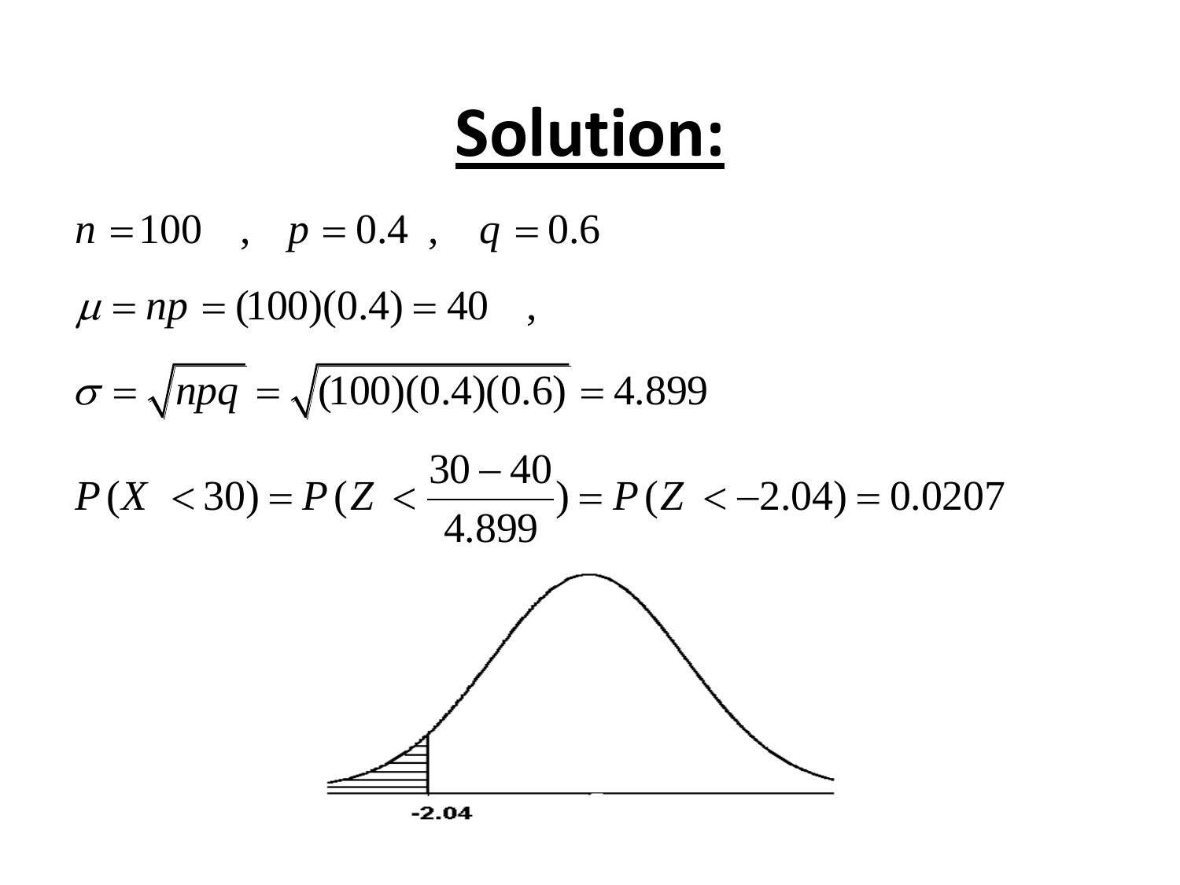# Solution:

$$n = 100 \quad , \quad p = 0.4 \quad , \quad q = 0.6$$

$$\mu = np = (100)(0.4) = 40 \quad ,$$

$$\sigma = \sqrt{npq} = \sqrt{(100)(0.4)(0.6)} = 4.899$$

$$P(X < 30) = P(Z < \frac{30 - 40}{4.899}) = P(Z < -2.04) = 0.0207$$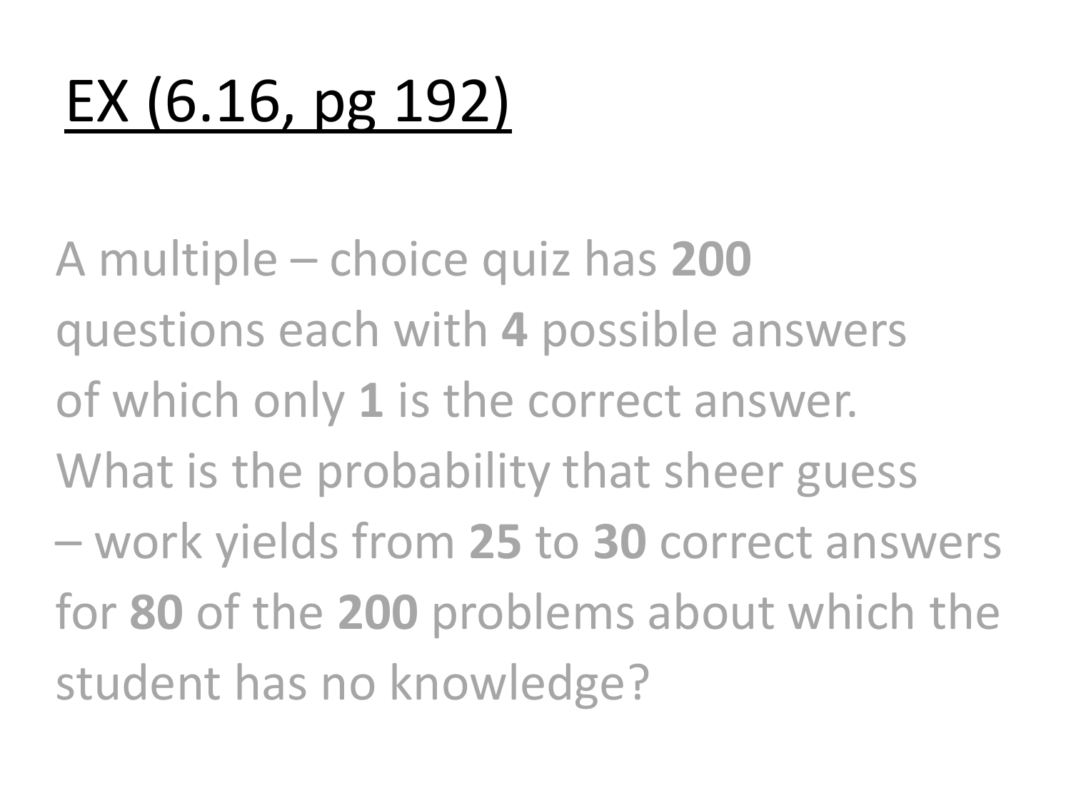# <u>EX (6.16, pg 192)</u>

A multiple – choice quiz has **200** questions each with **4** possible answers of which only **1** is the correct answer. What is the probability that sheer guess – work yields from **25** to **30** correct answers for **80** of the **200** problems about which the student has no knowledge?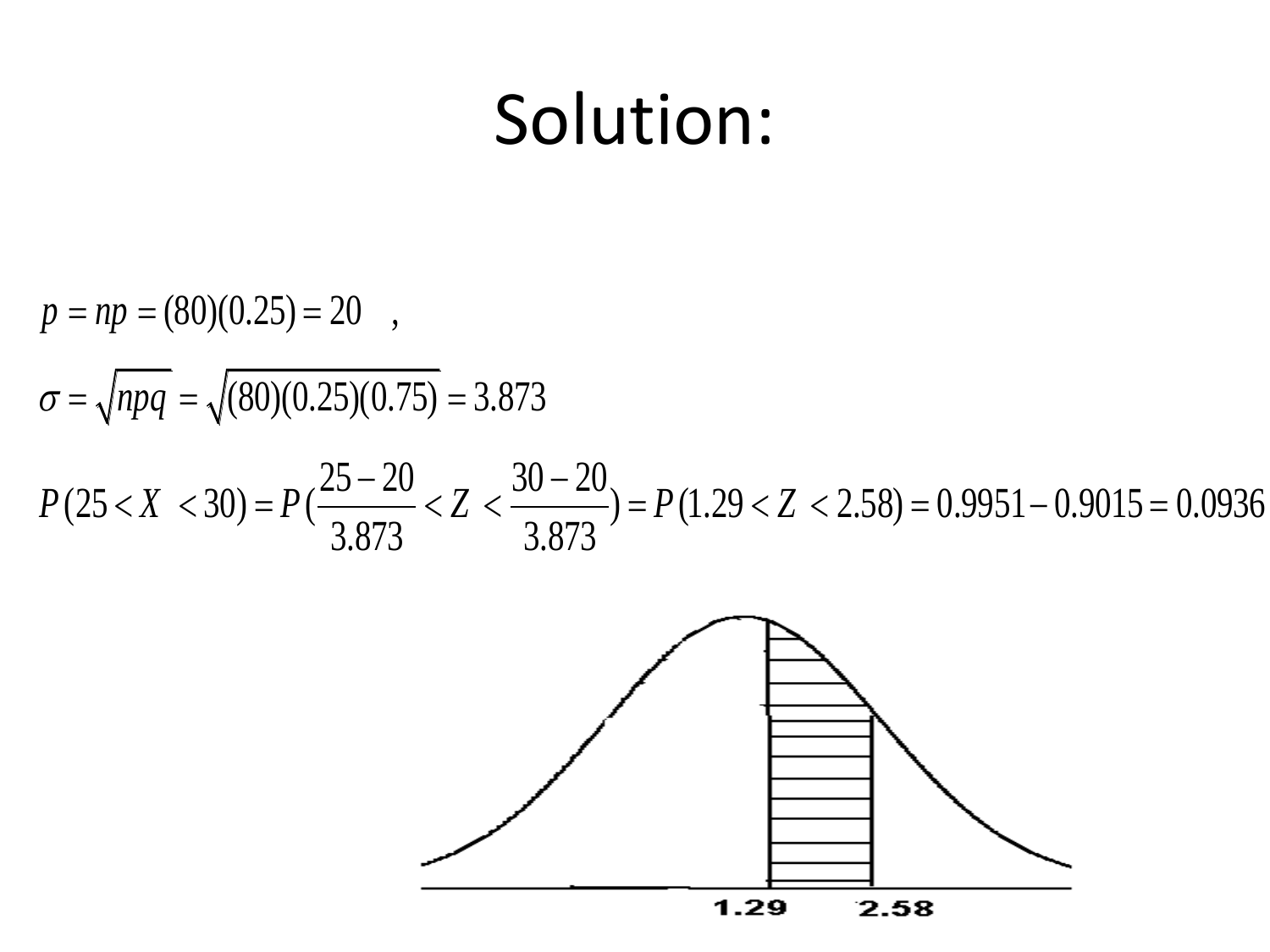# Solution:

$$p = np = (80)(0.25) = 20 \quad ,$$

$$\sigma = \sqrt{npq} = \sqrt{(80)(0.25)(0.75)} = 3.873$$

$$P(25 < X < 30) = P\left(\frac{25-20}{3.873} < Z < \frac{30-20}{3.873}\right) = P(1.29 < Z < 2.58) = 0.9951 - 0.9015 = 0.0936$$

1.29

2.58